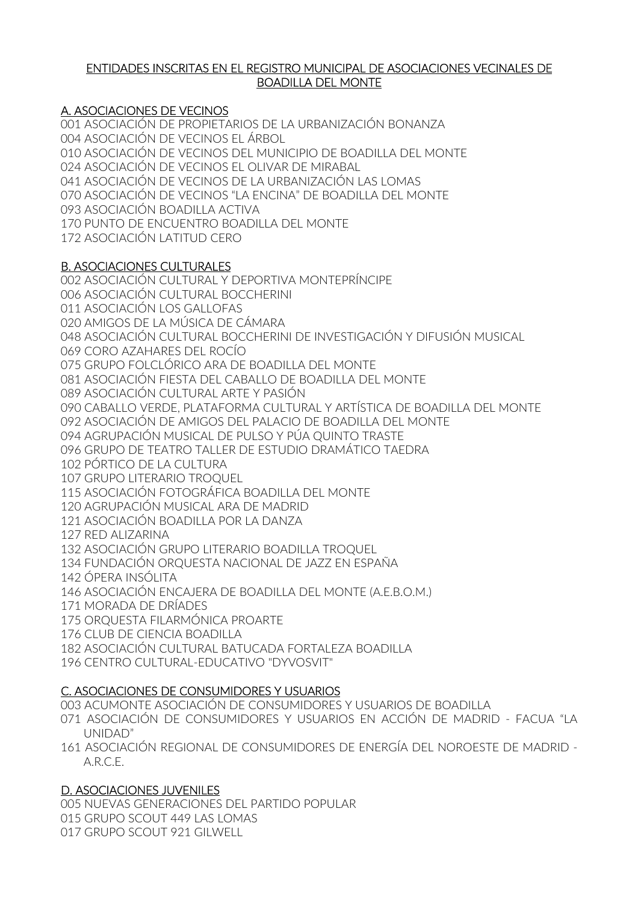# ENTIDADES INSCRITAS EN EL REGISTRO MUNICIPAL DE ASOCIACIONES VECINALES DE BOADILLA DEL MONTE

## A. ASOCIACIONES DE VECINOS

001 ASOCIACIÓN DE PROPIETARIOS DE LA URBANIZACIÓN BONANZA
004 ASOCIACIÓN DE VECINOS EL ÁRBOL
010 ASOCIACIÓN DE VECINOS DEL MUNICIPIO DE BOADILLA DEL MONTE
024 ASOCIACIÓN DE VECINOS EL OLIVAR DE MIRABAL
041 ASOCIACIÓN DE VECINOS DE LA URBANIZACIÓN LAS LOMAS
070 ASOCIACIÓN DE VECINOS "LA ENCINA" DE BOADILLA DEL MONTE
093 ASOCIACIÓN BOADILLA ACTIVA
170 PUNTO DE ENCUENTRO BOADILLA DEL MONTE
172 ASOCIACIÓN LATITUD CERO

## B. ASOCIACIONES CULTURALES

002 ASOCIACIÓN CULTURAL Y DEPORTIVA MONTEPRÍNCIPE
006 ASOCIACIÓN CULTURAL BOCCHERINI
011 ASOCIACIÓN LOS GALLOFAS
020 AMIGOS DE LA MÚSICA DE CÁMARA
048 ASOCIACIÓN CULTURAL BOCCHERINI DE INVESTIGACIÓN Y DIFUSIÓN MUSICAL
069 CORO AZAHARES DEL ROCÍO
075 GRUPO FOLCLÓRICO ARA DE BOADILLA DEL MONTE
081 ASOCIACIÓN FIESTA DEL CABALLO DE BOADILLA DEL MONTE
089 ASOCIACIÓN CULTURAL ARTE Y PASIÓN
090 CABALLO VERDE, PLATAFORMA CULTURAL Y ARTÍSTICA DE BOADILLA DEL MONTE
092 ASOCIACIÓN DE AMIGOS DEL PALACIO DE BOADILLA DEL MONTE
094 AGRUPACIÓN MUSICAL DE PULSO Y PÚA QUINTO TRASTE
096 GRUPO DE TEATRO TALLER DE ESTUDIO DRAMÁTICO TAEDRA
102 PÓRTICO DE LA CULTURA
107 GRUPO LITERARIO TROQUEL
115 ASOCIACIÓN FOTOGRÁFICA BOADILLA DEL MONTE
120 AGRUPACIÓN MUSICAL ARA DE MADRID
121 ASOCIACIÓN BOADILLA POR LA DANZA
127 RED ALIZARINA
132 ASOCIACIÓN GRUPO LITERARIO BOADILLA TROQUEL
134 FUNDACIÓN ORQUESTA NACIONAL DE JAZZ EN ESPAÑA
142 ÓPERA INSÓLITA
146 ASOCIACIÓN ENCAJERA DE BOADILLA DEL MONTE (A.E.B.O.M.)
171 MORADA DE DRÍADES
175 ORQUESTA FILARMÓNICA PROARTE
176 CLUB DE CIENCIA BOADILLA
182 ASOCIACIÓN CULTURAL BATUCADA FORTALEZA BOADILLA
196 CENTRO CULTURAL-EDUCATIVO "DYVOSVIT"

## C. ASOCIACIONES DE CONSUMIDORES Y USUARIOS

003 ACUMONTE ASOCIACIÓN DE CONSUMIDORES Y USUARIOS DE BOADILLA
071 ASOCIACIÓN DE CONSUMIDORES Y USUARIOS EN ACCIÓN DE MADRID - FACUA "LA UNIDAD"
161 ASOCIACIÓN REGIONAL DE CONSUMIDORES DE ENERGÍA DEL NOROESTE DE MADRID - A.R.C.E.

## D. ASOCIACIONES JUVENILES

005 NUEVAS GENERACIONES DEL PARTIDO POPULAR
015 GRUPO SCOUT 449 LAS LOMAS
017 GRUPO SCOUT 921 GILWELL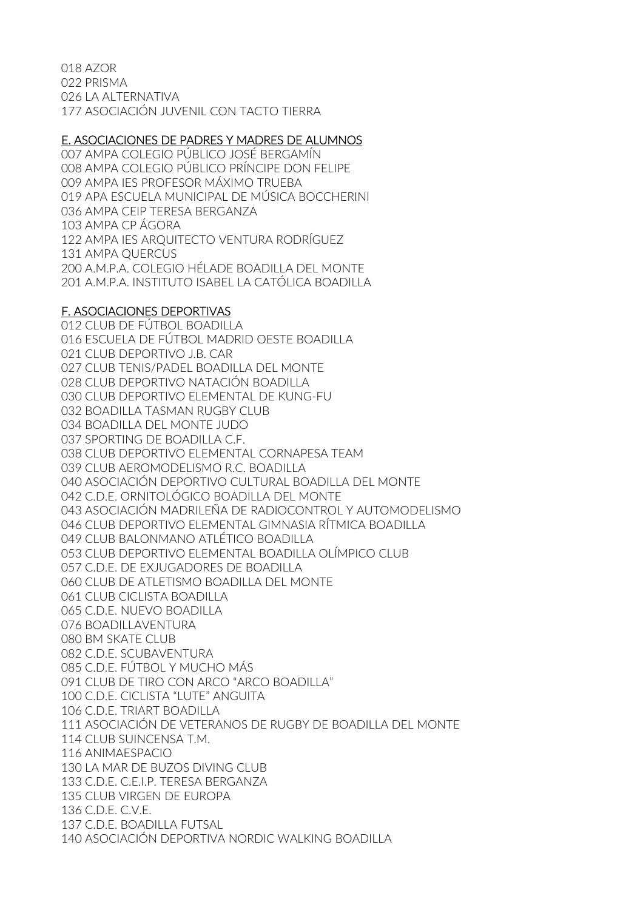018 AZOR
022 PRISMA
026 LA ALTERNATIVA
177 ASOCIACIÓN JUVENIL CON TACTO TIERRA

## E. ASOCIACIONES DE PADRES Y MADRES DE ALUMNOS

007 AMPA COLEGIO PÚBLICO JOSÉ BERGAMÍN
008 AMPA COLEGIO PÚBLICO PRÍNCIPE DON FELIPE
009 AMPA IES PROFESOR MÁXIMO TRUEBA
019 APA ESCUELA MUNICIPAL DE MÚSICA BOCCHERINI
036 AMPA CEIP TERESA BERGANZA
103 AMPA CP ÁGORA
122 AMPA IES ARQUITECTO VENTURA RODRÍGUEZ
131 AMPA QUERCUS
200 A.M.P.A. COLEGIO HÉLADE BOADILLA DEL MONTE
201 A.M.P.A. INSTITUTO ISABEL LA CATÓLICA BOADILLA

## F. ASOCIACIONES DEPORTIVAS

012 CLUB DE FÚTBOL BOADILLA
016 ESCUELA DE FÚTBOL MADRID OESTE BOADILLA
021 CLUB DEPORTIVO J.B. CAR
027 CLUB TENIS/PADEL BOADILLA DEL MONTE
028 CLUB DEPORTIVO NATACIÓN BOADILLA
030 CLUB DEPORTIVO ELEMENTAL DE KUNG-FU
032 BOADILLA TASMAN RUGBY CLUB
034 BOADILLA DEL MONTE JUDO
037 SPORTING DE BOADILLA C.F.
038 CLUB DEPORTIVO ELEMENTAL CORNAPESA TEAM
039 CLUB AEROMODELISMO R.C. BOADILLA
040 ASOCIACIÓN DEPORTIVO CULTURAL BOADILLA DEL MONTE
042 C.D.E. ORNITOLÓGICO BOADILLA DEL MONTE
043 ASOCIACIÓN MADRILEÑA DE RADIOCONTROL Y AUTOMODELISMO
046 CLUB DEPORTIVO ELEMENTAL GIMNASIA RÍTMICA BOADILLA
049 CLUB BALONMANO ATLÉTICO BOADILLA
053 CLUB DEPORTIVO ELEMENTAL BOADILLA OLÍMPICO CLUB
057 C.D.E. DE EXJUGADORES DE BOADILLA
060 CLUB DE ATLETISMO BOADILLA DEL MONTE
061 CLUB CICLISTA BOADILLA
065 C.D.E. NUEVO BOADILLA
076 BOADILLAVENTURA
080 BM SKATE CLUB
082 C.D.E. SCUBAVENTURA
085 C.D.E. FÚTBOL Y MUCHO MÁS
091 CLUB DE TIRO CON ARCO "ARCO BOADILLA"
100 C.D.E. CICLISTA "LUTE" ANGUITA
106 C.D.E. TRIART BOADILLA
111 ASOCIACIÓN DE VETERANOS DE RUGBY DE BOADILLA DEL MONTE
114 CLUB SUINCENSA T.M.
116 ANIMAESPACIO
130 LA MAR DE BUZOS DIVING CLUB
133 C.D.E. C.E.I.P. TERESA BERGANZA
135 CLUB VIRGEN DE EUROPA
136 C.D.E. C.V.E.
137 C.D.E. BOADILLA FUTSAL
140 ASOCIACIÓN DEPORTIVA NORDIC WALKING BOADILLA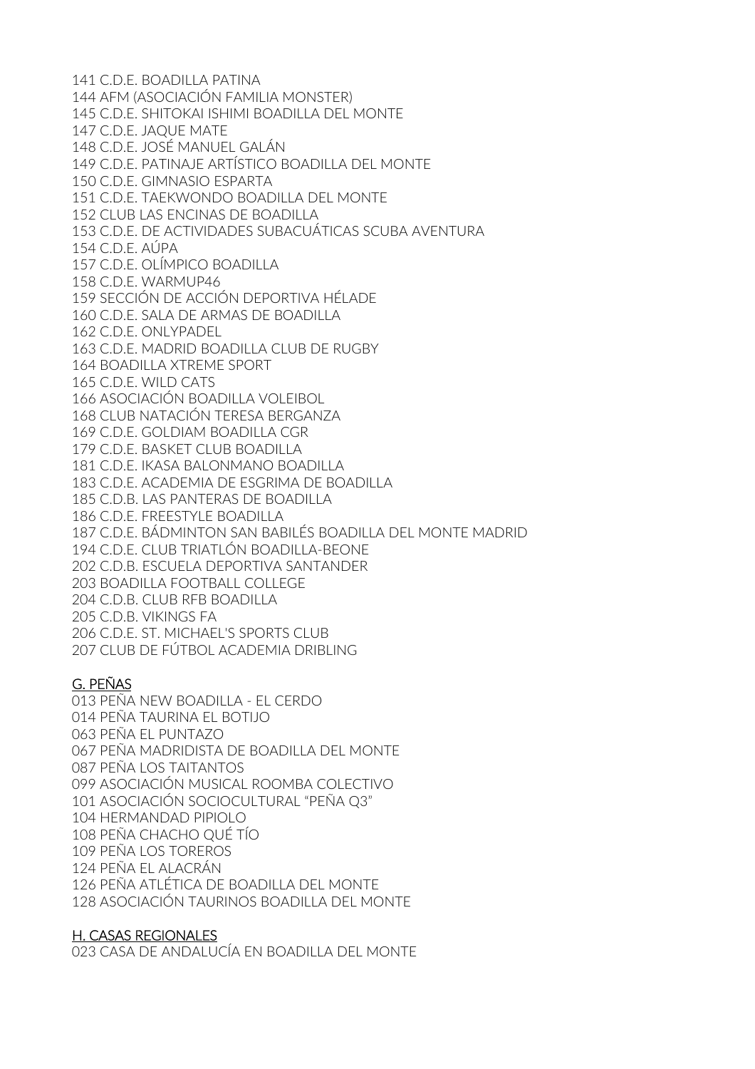141 C.D.E. BOADILLA PATINA
144 AFM (ASOCIACIÓN FAMILIA MONSTER)
145 C.D.E. SHITOKAI ISHIMI BOADILLA DEL MONTE
147 C.D.E. JAQUE MATE
148 C.D.E. JOSÉ MANUEL GALÁN
149 C.D.E. PATINAJE ARTÍSTICO BOADILLA DEL MONTE
150 C.D.E. GIMNASIO ESPARTA
151 C.D.E. TAEKWONDO BOADILLA DEL MONTE
152 CLUB LAS ENCINAS DE BOADILLA
153 C.D.E. DE ACTIVIDADES SUBACUÁTICAS SCUBA AVENTURA
154 C.D.E. AÚPA
157 C.D.E. OLÍMPICO BOADILLA
158 C.D.E. WARMUP46
159 SECCIÓN DE ACCIÓN DEPORTIVA HÉLADE
160 C.D.E. SALA DE ARMAS DE BOADILLA
162 C.D.E. ONLYPADEL
163 C.D.E. MADRID BOADILLA CLUB DE RUGBY
164 BOADILLA XTREME SPORT
165 C.D.E. WILD CATS
166 ASOCIACIÓN BOADILLA VOLEIBOL
168 CLUB NATACIÓN TERESA BERGANZA
169 C.D.E. GOLDIAM BOADILLA CGR
179 C.D.E. BASKET CLUB BOADILLA
181 C.D.E. IKASA BALONMANO BOADILLA
183 C.D.E. ACADEMIA DE ESGRIMA DE BOADILLA
185 C.D.B. LAS PANTERAS DE BOADILLA
186 C.D.E. FREESTYLE BOADILLA
187 C.D.E. BÁDMINTON SAN BABILÉS BOADILLA DEL MONTE MADRID
194 C.D.E. CLUB TRIATLÓN BOADILLA-BEONE
202 C.D.B. ESCUELA DEPORTIVA SANTANDER
203 BOADILLA FOOTBALL COLLEGE
204 C.D.B. CLUB RFB BOADILLA
205 C.D.B. VIKINGS FA
206 C.D.E. ST. MICHAEL'S SPORTS CLUB
207 CLUB DE FÚTBOL ACADEMIA DRIBLING

<u>G. PEÑAS</u>

013 PEÑA NEW BOADILLA - EL CERDO
014 PEÑA TAURINA EL BOTIJO
063 PEÑA EL PUNTAZO
067 PEÑA MADRIDISTA DE BOADILLA DEL MONTE
087 PEÑA LOS TAITANTOS
099 ASOCIACIÓN MUSICAL ROOMBA COLECTIVO
101 ASOCIACIÓN SOCIOCULTURAL "PEÑA Q3"
104 HERMANDAD PIPIOLO
108 PEÑA CHACHO QUÉ TÍO
109 PEÑA LOS TOREROS
124 PEÑA EL ALACRÁN
126 PEÑA ATLÉTICA DE BOADILLA DEL MONTE
128 ASOCIACIÓN TAURINOS BOADILLA DEL MONTE

<u>H. CASAS REGIONALES</u>

023 CASA DE ANDALUCÍA EN BOADILLA DEL MONTE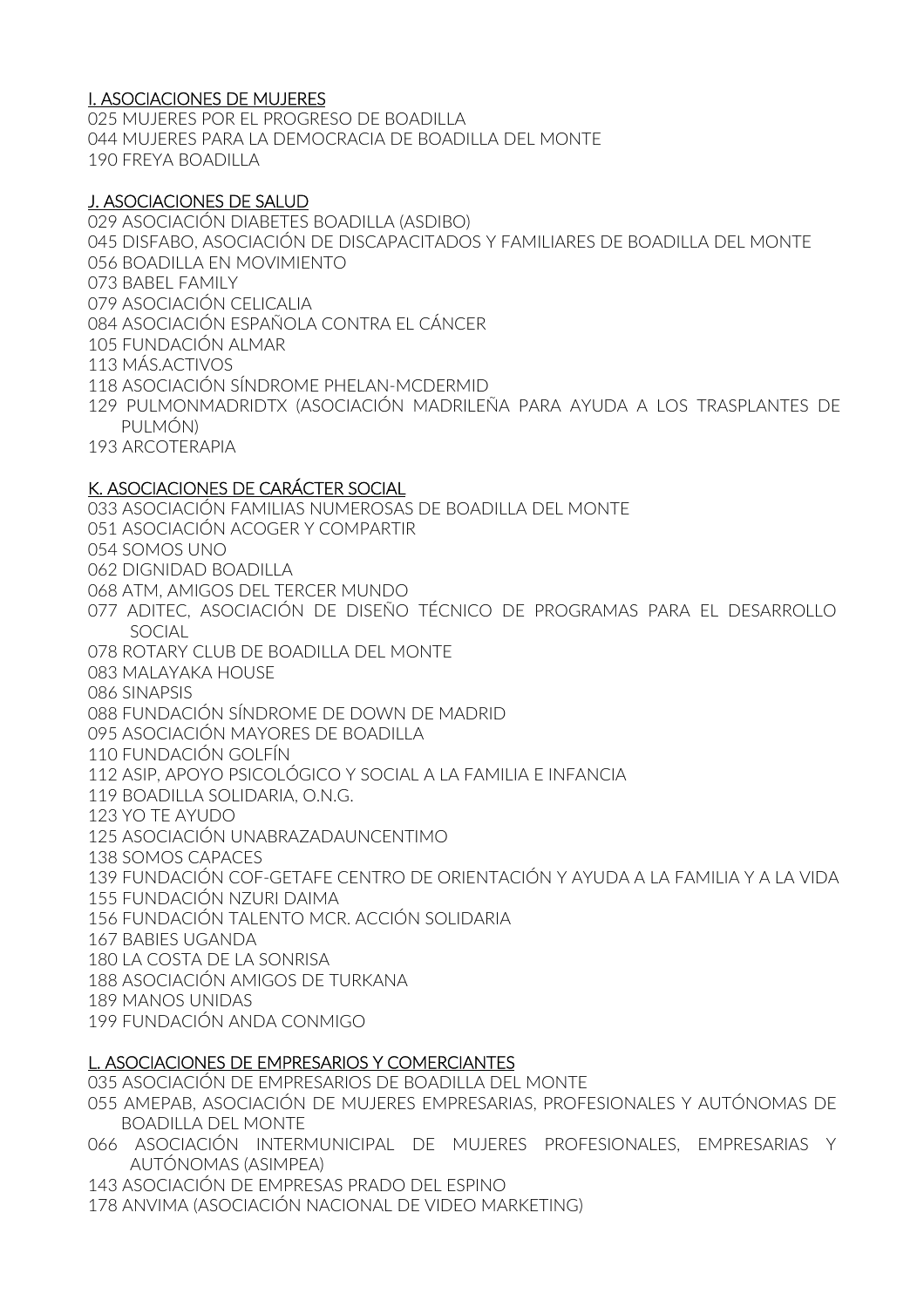## I. ASOCIACIONES DE MUJERES

025 MUJERES POR EL PROGRESO DE BOADILLA
044 MUJERES PARA LA DEMOCRACIA DE BOADILLA DEL MONTE
190 FREYA BOADILLA

## J. ASOCIACIONES DE SALUD

029 ASOCIACIÓN DIABETES BOADILLA (ASDIBO)
045 DISFABO, ASOCIACIÓN DE DISCAPACITADOS Y FAMILIARES DE BOADILLA DEL MONTE
056 BOADILLA EN MOVIMIENTO
073 BABEL FAMILY
079 ASOCIACIÓN CELICALIA
084 ASOCIACIÓN ESPAÑOLA CONTRA EL CÁNCER
105 FUNDACIÓN ALMAR
113 MÁS.ACTIVOS
118 ASOCIACIÓN SÍNDROME PHELAN-MCDERMID
129 PULMONMADRIDTX (ASOCIACIÓN MADRILEÑA PARA AYUDA A LOS TRASPLANTES DE PULMÓN)
193 ARCOTERAPIA

## K. ASOCIACIONES DE CARÁCTER SOCIAL

033 ASOCIACIÓN FAMILIAS NUMEROSAS DE BOADILLA DEL MONTE
051 ASOCIACIÓN ACOGER Y COMPARTIR
054 SOMOS UNO
062 DIGNIDAD BOADILLA
068 ATM, AMIGOS DEL TERCER MUNDO
077 ADITEC, ASOCIACIÓN DE DISEÑO TÉCNICO DE PROGRAMAS PARA EL DESARROLLO SOCIAL
078 ROTARY CLUB DE BOADILLA DEL MONTE
083 MALAYAKA HOUSE
086 SINAPSIS
088 FUNDACIÓN SÍNDROME DE DOWN DE MADRID
095 ASOCIACIÓN MAYORES DE BOADILLA
110 FUNDACIÓN GOLFÍN
112 ASIP, APOYO PSICOLÓGICO Y SOCIAL A LA FAMILIA E INFANCIA
119 BOADILLA SOLIDARIA, O.N.G.
123 YO TE AYUDO
125 ASOCIACIÓN UNABRAZADAUNCENTIMO
138 SOMOS CAPACES
139 FUNDACIÓN COF-GETAFE CENTRO DE ORIENTACIÓN Y AYUDA A LA FAMILIA Y A LA VIDA
155 FUNDACIÓN NZURI DAIMA
156 FUNDACIÓN TALENTO MCR. ACCIÓN SOLIDARIA
167 BABIES UGANDA
180 LA COSTA DE LA SONRISA
188 ASOCIACIÓN AMIGOS DE TURKANA
189 MANOS UNIDAS
199 FUNDACIÓN ANDA CONMIGO

## L. ASOCIACIONES DE EMPRESARIOS Y COMERCIANTES

035 ASOCIACIÓN DE EMPRESARIOS DE BOADILLA DEL MONTE
055 AMEPAB, ASOCIACIÓN DE MUJERES EMPRESARIAS, PROFESIONALES Y AUTÓNOMAS DE BOADILLA DEL MONTE
066 ASOCIACIÓN INTERMUNICIPAL DE MUJERES PROFESIONALES, EMPRESARIAS Y AUTÓNOMAS (ASIMPEA)
143 ASOCIACIÓN DE EMPRESAS PRADO DEL ESPINO
178 ANVIMA (ASOCIACIÓN NACIONAL DE VIDEO MARKETING)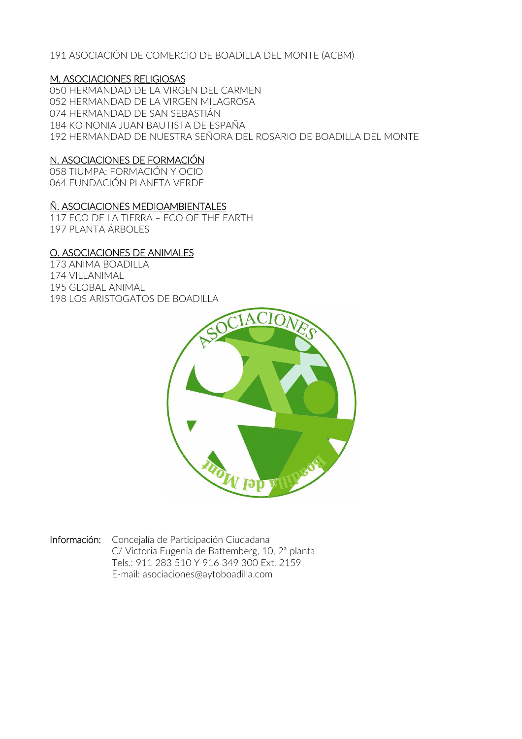191 ASOCIACIÓN DE COMERCIO DE BOADILLA DEL MONTE (ACBM)

M. ASOCIACIONES RELIGIOSAS

050 HERMANDAD DE LA VIRGEN DEL CARMEN
052 HERMANDAD DE LA VIRGEN MILAGROSA
074 HERMANDAD DE SAN SEBASTIÁN
184 KOINONIA JUAN BAUTISTA DE ESPAÑA
192 HERMANDAD DE NUESTRA SEÑORA DEL ROSARIO DE BOADILLA DEL MONTE

N. ASOCIACIONES DE FORMACIÓN

058 TIUMPA: FORMACIÓN Y OCIO
064 FUNDACIÓN PLANETA VERDE

Ñ. ASOCIACIONES MEDIOAMBIENTALES

117 ECO DE LA TIERRA – ECO OF THE EARTH
197 PLANTA ÁRBOLES

O. ASOCIACIONES DE ANIMALES

173 ANIMA BOADILLA
174 VILLANIMAL
195 GLOBAL ANIMAL
198 LOS ARISTOGATOS DE BOADILLA

ASOCIACIONES
Boadilla del Monte

Información: Concejalía de Participación Ciudadana
C/ Victoria Eugenia de Battemberg, 10, 2ª planta
Tels.: 911 283 510 Y 916 349 300 Ext. 2159
E-mail: asociaciones@aytoboadilla.com